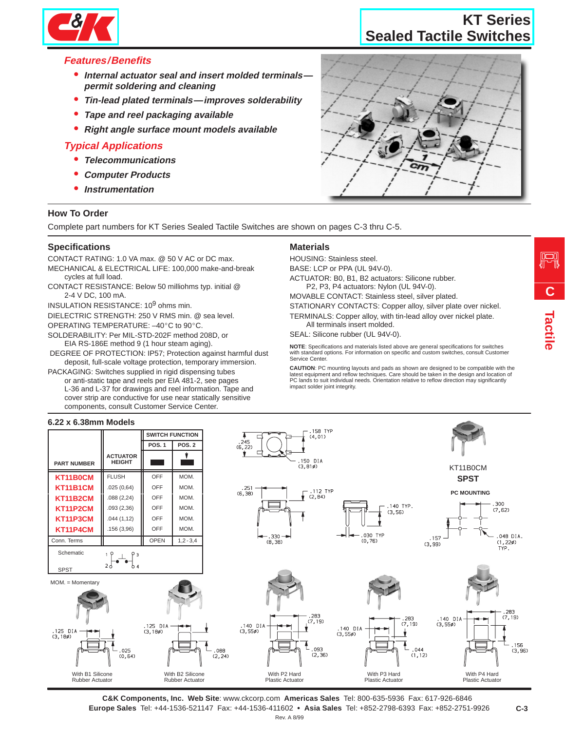# KT Series Sealed Tactile Switches

## Features/Benefits

- *Internal actuator seal and insert molded terminals—permit soldering and cleaning*
- *Tin-lead plated terminals—improves solderability*
- *Tape and reel packaging available*
- *Right angle surface mount models available*

## Typical Applications

- *Telecommunications*
- *Computer Products*
- *Instrumentation*

## How To Order

Complete part numbers for KT Series Sealed Tactile Switches are shown on pages C-3 thru C-5.

## Specifications

CONTACT RATING: 1.0 VA max. @ 50 V AC or DC max.

MECHANICAL & ELECTRICAL LIFE: 100,000 make-and-break cycles at full load.

CONTACT RESISTANCE: Below 50 milliohms typ. initial @ 2-4 V DC, 100 mA.

INSULATION RESISTANCE: $10^9$ ohms min.

DIELECTRIC STRENGTH: 250 V RMS min. @ sea level.

OPERATING TEMPERATURE: –40°C to 90°C.

SOLDERABILITY: Per MIL-STD-202F method 208D, or EIA RS-186E method 9 (1 hour steam aging).

DEGREE OF PROTECTION: IP57; Protection against harmful dust deposit, full-scale voltage protection, temporary immersion.

PACKAGING: Switches supplied in rigid dispensing tubes or anti-static tape and reels per EIA 481-2, see pages L-36 and L-37 for drawings and reel information. Tape and cover strip are conductive for use near statically sensitive components, consult Customer Service Center.

## Materials

HOUSING: Stainless steel.

BASE: LCP or PPA (UL 94V-0).

ACTUATOR: B0, B1, B2 actuators: Silicone rubber. P2, P3, P4 actuators: Nylon (UL 94V-0).

MOVABLE CONTACT: Stainless steel, silver plated.

STATIONARY CONTACTS: Copper alloy, silver plate over nickel.

TERMINALS: Copper alloy, with tin-lead alloy over nickel plate. All terminals insert molded.

SEAL: Silicone rubber (UL 94V-0).

**NOTE**: Specifications and materials listed above are general specifications for switches with standard options. For information on specific and custom switches, consult Customer Service Center.

**CAUTION**: PC mounting layouts and pads as shown are designed to be compatible with the latest equipment and reflow techniques. Care should be taken in the design and location of PC lands to suit individual needs. Orientation relative to reflow direction may significantly impact solder joint integrity.

## 6.22 x 6.38mm Models

| PART NUMBER | ACTUATOR HEIGHT | SWITCH FUNCTION POS. 1 | SWITCH FUNCTION POS. 2 |
|---|---|---|---|
| KT11B0CM | FLUSH | OFF | MOM. |
| KT11B1CM | .025 (0,64) | OFF | MOM. |
| KT11B2CM | .088 (2,24) | OFF | MOM. |
| KT11P2CM | .093 (2,36) | OFF | MOM. |
| KT11P3CM | .044 (1,12) | OFF | MOM. |
| KT11P4CM | .156 (3,96) | OFF | MOM. |
| Conn. Terms | | OPEN | 1,2-3,4 |
| Schematic SPST | | | |

MOM. = Momentary

KT11B0CM
**SPST**

**PC MOUNTING**

Dimensions: .158 TYP (4,01); .245 (6,22); .150 DIA (3,81Ø); .251 (6,38); .112 TYP (2,84); .330 (8,38); .140 TYP. (3,56); .030 TYP (0,76); .300 (7,62); .157 (3,99); .048 DIA. (1,22Ø) TYP.

With B1 Silicone Rubber Actuator — .125 DIA (3,18Ø); .025 (0,64)

With B2 Silicone Rubber Actuator — .125 DIA (3,18Ø); .088 (2,24)

With P2 Hard Plastic Actuator — .140 DIA (3,55Ø); .283 (7,19); .093 (2,36)

With P3 Hard Plastic Actuator — .140 DIA (3,55Ø); .283 (7,19); .044 (1,12)

With P4 Hard Plastic Actuator — .140 DIA (3,55Ø); .283 (7,19); .156 (3,96)

**C&K Components, Inc. Web Site**: www.ckcorp.com **Americas Sales** Tel: 800-635-5936 Fax: 617-926-6846
**Europe Sales** Tel: +44-1536-521147 Fax: +44-1536-411602 • **Asia Sales** Tel: +852-2798-6393 Fax: +852-2751-9926

Rev. A 8/99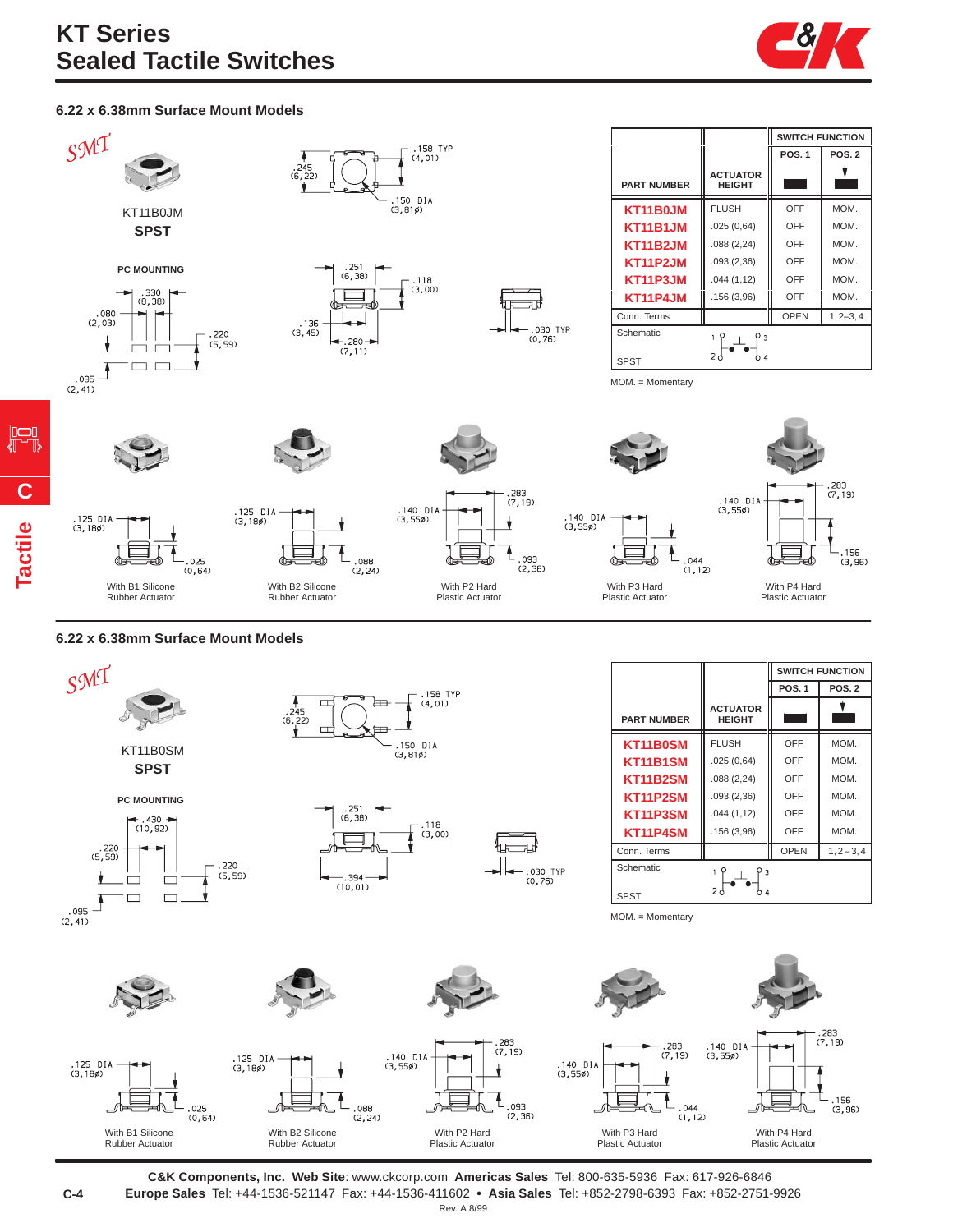# KT Series
# Sealed Tactile Switches

### 6.22 x 6.38mm Surface Mount Models

SMT

KT11B0JM
**SPST**

PC MOUNTING

| PART NUMBER | ACTUATOR HEIGHT | SWITCH FUNCTION | |
|---|---|---|---|
| | | POS. 1 | POS. 2 |
| **KT11B0JM** | FLUSH | OFF | MOM. |
| **KT11B1JM** | .025 (0,64) | OFF | MOM. |
| **KT11B2JM** | .088 (2,24) | OFF | MOM. |
| **KT11P2JM** | .093 (2,36) | OFF | MOM. |
| **KT11P3JM** | .044 (1,12) | OFF | MOM. |
| **KT11P4JM** | .156 (3,96) | OFF | MOM. |
| Conn. Terms | | OPEN | 1, 2–3, 4 |
| Schematic SPST | | | |

MOM. = Momentary

With B1 Silicone Rubber Actuator

With B2 Silicone Rubber Actuator

With P2 Hard Plastic Actuator

With P3 Hard Plastic Actuator

With P4 Hard Plastic Actuator

### 6.22 x 6.38mm Surface Mount Models

SMT

KT11B0SM
**SPST**

PC MOUNTING

| PART NUMBER | ACTUATOR HEIGHT | SWITCH FUNCTION | |
|---|---|---|---|
| | | POS. 1 | POS. 2 |
| **KT11B0SM** | FLUSH | OFF | MOM. |
| **KT11B1SM** | .025 (0,64) | OFF | MOM. |
| **KT11B2SM** | .088 (2,24) | OFF | MOM. |
| **KT11P2SM** | .093 (2,36) | OFF | MOM. |
| **KT11P3SM** | .044 (1,12) | OFF | MOM. |
| **KT11P4SM** | .156 (3,96) | OFF | MOM. |
| Conn. Terms | | OPEN | 1, 2–3, 4 |
| Schematic SPST | | | |

MOM. = Momentary

With B1 Silicone Rubber Actuator

With B2 Silicone Rubber Actuator

With P2 Hard Plastic Actuator

With P3 Hard Plastic Actuator

With P4 Hard Plastic Actuator

**C&K Components, Inc. Web Site**: www.ckcorp.com **Americas Sales** Tel: 800-635-5936 Fax: 617-926-6846
**Europe Sales** Tel: +44-1536-521147 Fax: +44-1536-411602 • **Asia Sales** Tel: +852-2798-6393 Fax: +852-2751-9926

Rev. A 8/99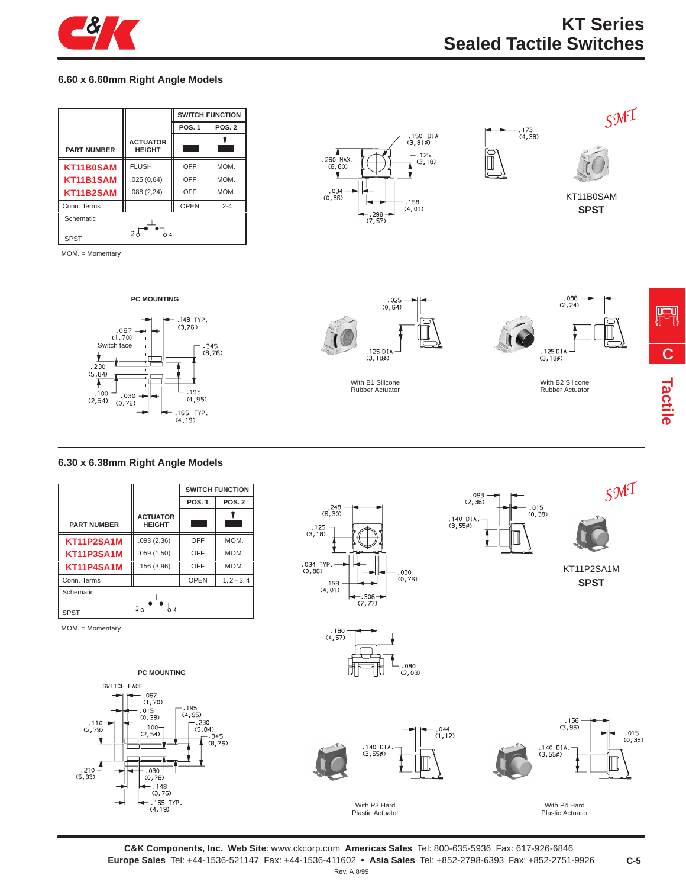# KT Series
# Sealed Tactile Switches

## 6.60 x 6.60mm Right Angle Models

| PART NUMBER | ACTUATOR HEIGHT | SWITCH FUNCTION POS. 1 | POS. 2 |
|---|---|---|---|
| KT11B0SAM | FLUSH | OFF | MOM. |
| KT11B1SAM | .025 (0,64) | OFF | MOM. |
| KT11B2SAM | .088 (2,24) | OFF | MOM. |
| Conn. Terms | | OPEN | 2-4 |
| Schematic SPST | | | |

MOM. = Momentary

.150 DIA (3,81ø)
.260 MAX. (6,60)
.125 (3,18)
.034 (0,86)
.158 (4,01)
.298 (7,57)
.173 (4,38)

SMT

KT11B0SAM
**SPST**

PC MOUNTING

.148 TYP. (3,76)
.067 (1,70)
Switch face
.345 (8,76)
.230 (5,84)
.100 (2,54)
.030 (0,76)
.195 (4,95)
.165 TYP. (4,19)

.025 (0,64)
.125 DIA (3,18ø)

With B1 Silicone Rubber Actuator

.088 (2,24)
.125 DIA (3,18ø)

With B2 Silicone Rubber Actuator

C
Tactile

## 6.30 x 6.38mm Right Angle Models

| PART NUMBER | ACTUATOR HEIGHT | SWITCH FUNCTION POS. 1 | POS. 2 |
|---|---|---|---|
| KT11P2SA1M | .093 (2,36) | OFF | MOM. |
| KT11P3SA1M | .059 (1,50) | OFF | MOM. |
| KT11P4SA1M | .156 (3,96) | OFF | MOM. |
| Conn. Terms | | OPEN | 1, 2 – 3, 4 |
| Schematic SPST | | | |

MOM. = Momentary

.248 (6,30)
.125 (3,18)
.034 TYP. (0,86)
.030 (0,76)
.158 (4,01)
.306 (7,77)
.093 (2,36)
.015 (0,38)
.140 DIA. (3,55ø)
.180 (4,57)
.080 (2,03)

SMT

KT11P2SA1M
**SPST**

PC MOUNTING

SWITCH FACE
.067 (1,70)
.015 (0,38)
.195 (4,95)
.110 (2,79)
.100 (2,54)
.230 (5,84)
.345 (8,76)
.210 (5,33)
.030 (0,76)
.148 (3,76)
.165 TYP. (4,19)

.044 (1,12)
.140 DIA. (3,55ø)

With P3 Hard Plastic Actuator

.156 (3,96)
.015 (0,38)
.140 DIA. (3,55ø)

With P4 Hard Plastic Actuator

**C&K Components, Inc. Web Site**: www.ckcorp.com **Americas Sales** Tel: 800-635-5936 Fax: 617-926-6846
**Europe Sales** Tel: +44-1536-521147 Fax: +44-1536-411602 • **Asia Sales** Tel: +852-2798-6393 Fax: +852-2751-9926

Rev. A 8/99